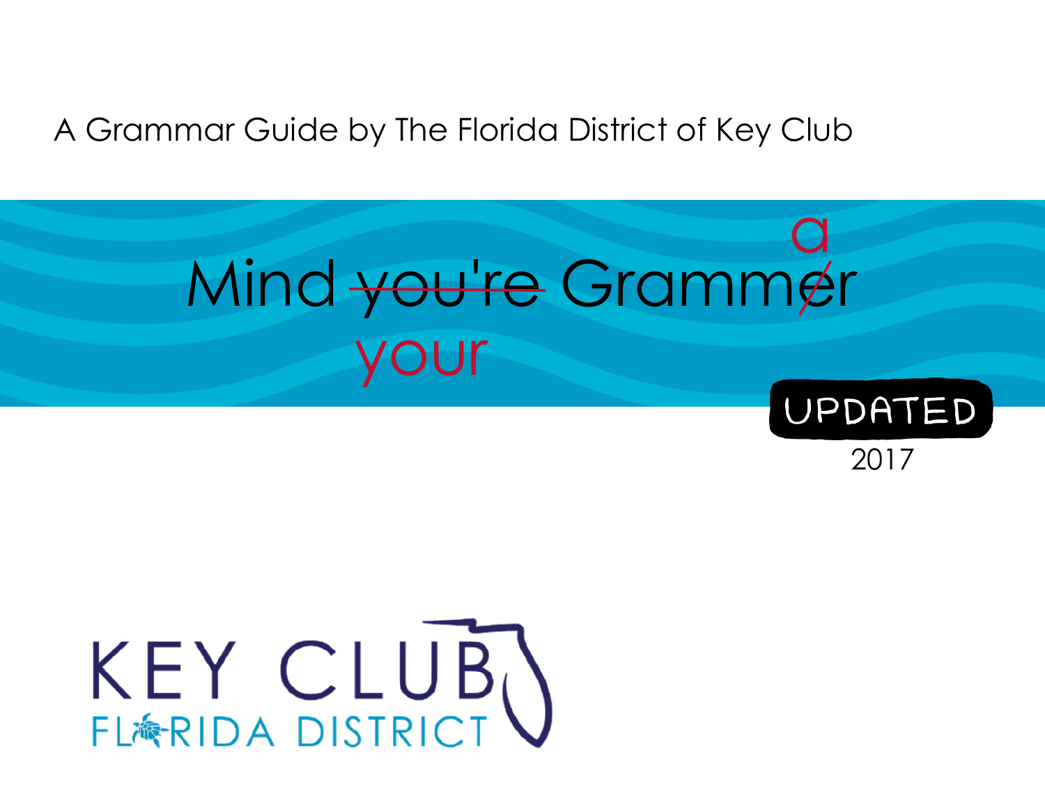A Grammar Guide by The Florida District of Key Club

# Mind ~~you're~~ your Gramm~~e~~ar

UPDATED 2017

KEY CLUB

FLORIDA DISTRICT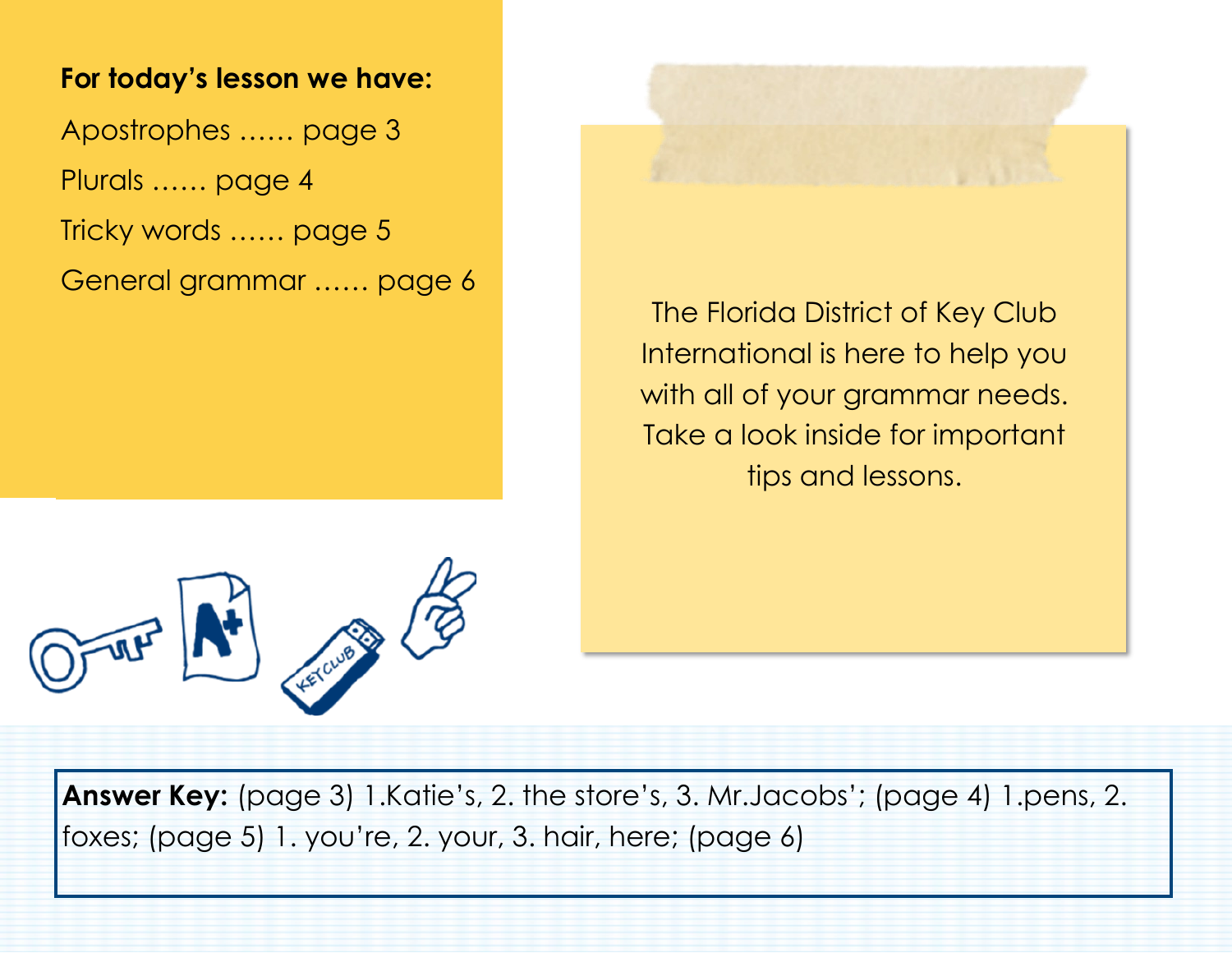**For today's lesson we have:**

Apostrophes …… page 3

Plurals …… page 4

Tricky words …… page 5

General grammar …… page 6

The Florida District of Key Club International is here to help you with all of your grammar needs. Take a look inside for important tips and lessons.

**Answer Key:** (page 3) 1.Katie's, 2. the store's, 3. Mr.Jacobs'; (page 4) 1.pens, 2. foxes; (page 5) 1. you're, 2. your, 3. hair, here; (page 6)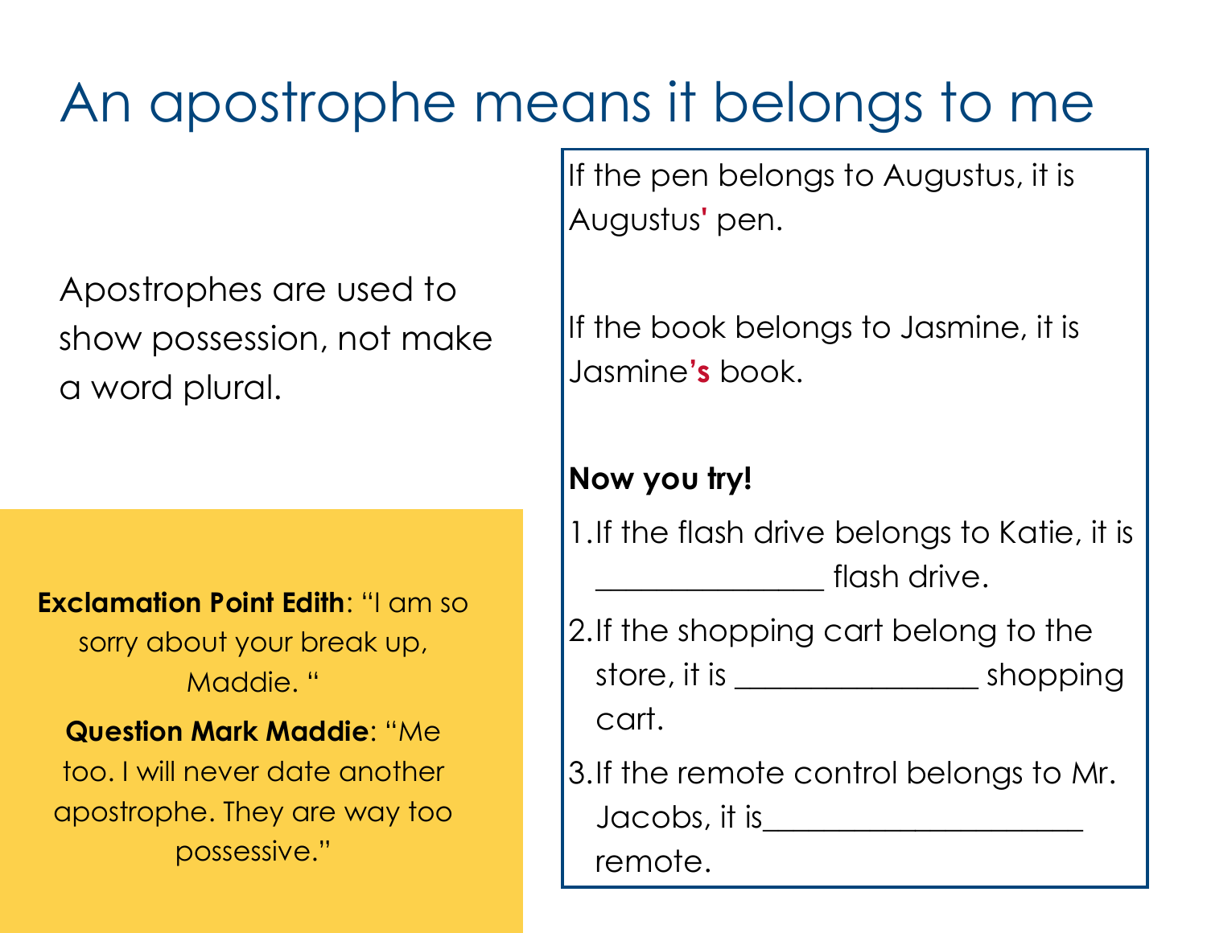# An apostrophe means it belongs to me

Apostrophes are used to show possession, not make a word plural.

**Exclamation Point Edith**: "I am so sorry about your break up, Maddie. "

**Question Mark Maddie**: "Me too. I will never date another apostrophe. They are way too possessive."

If the pen belongs to Augustus, it is Augustus**'** pen.

If the book belongs to Jasmine, it is Jasmine**'s** book.

**Now you try!**

1. If the flash drive belongs to Katie, it is _______________ flash drive.
2. If the shopping cart belong to the store, it is ________________ shopping cart.
3. If the remote control belongs to Mr. Jacobs, it is_____________________ remote.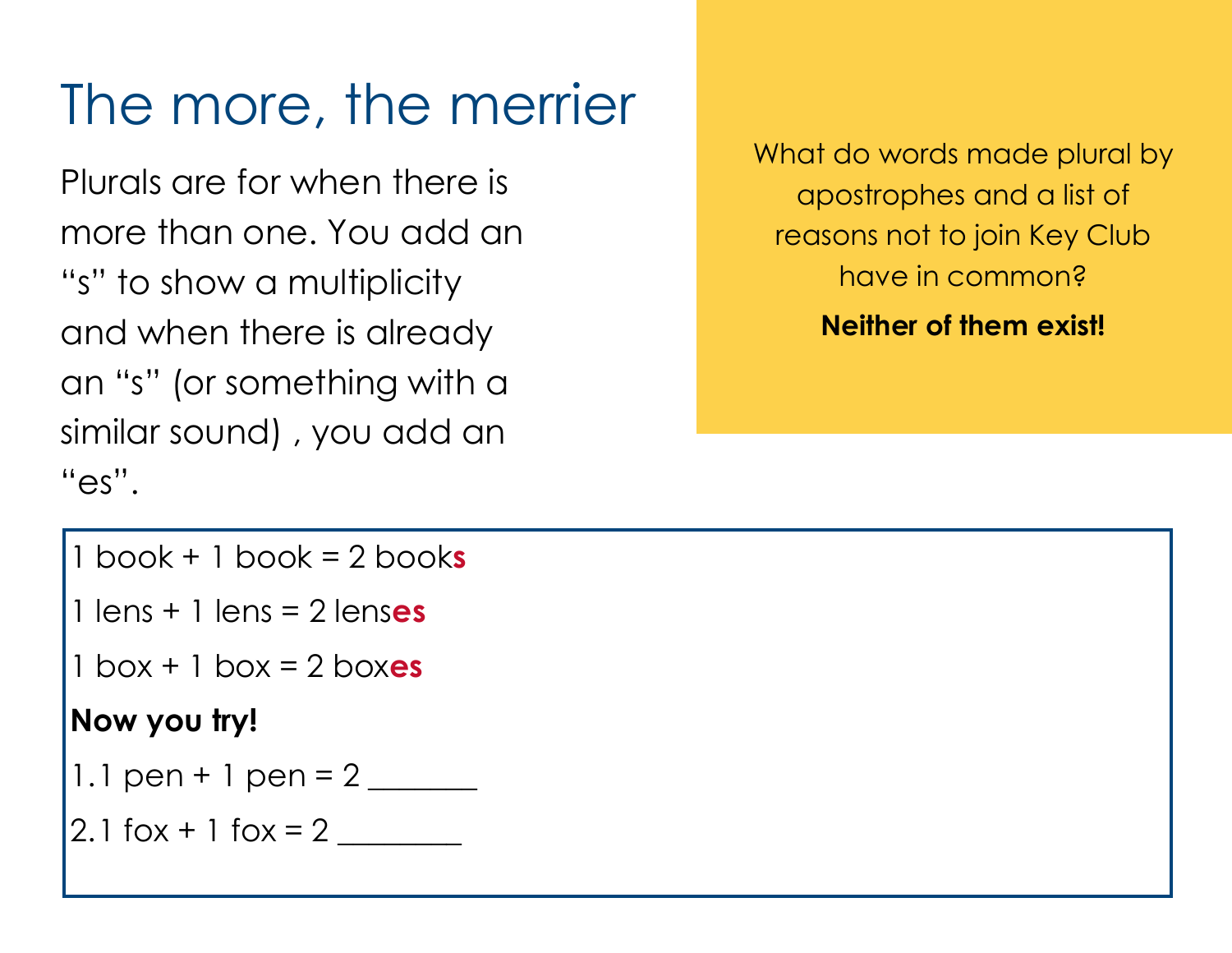# The more, the merrier

Plurals are for when there is more than one. You add an “s” to show a multiplicity and when there is already an “s” (or something with a similar sound) , you add an “es”.

What do words made plural by apostrophes and a list of reasons not to join Key Club have in common?

**Neither of them exist!**

1 book + 1 book = 2 book**s**

1 lens + 1 lens = 2 lens**es**

1 box + 1 box = 2 box**es**

**Now you try!**

1. 1 pen + 1 pen = 2 _______
2. 1 fox + 1 fox = 2 ________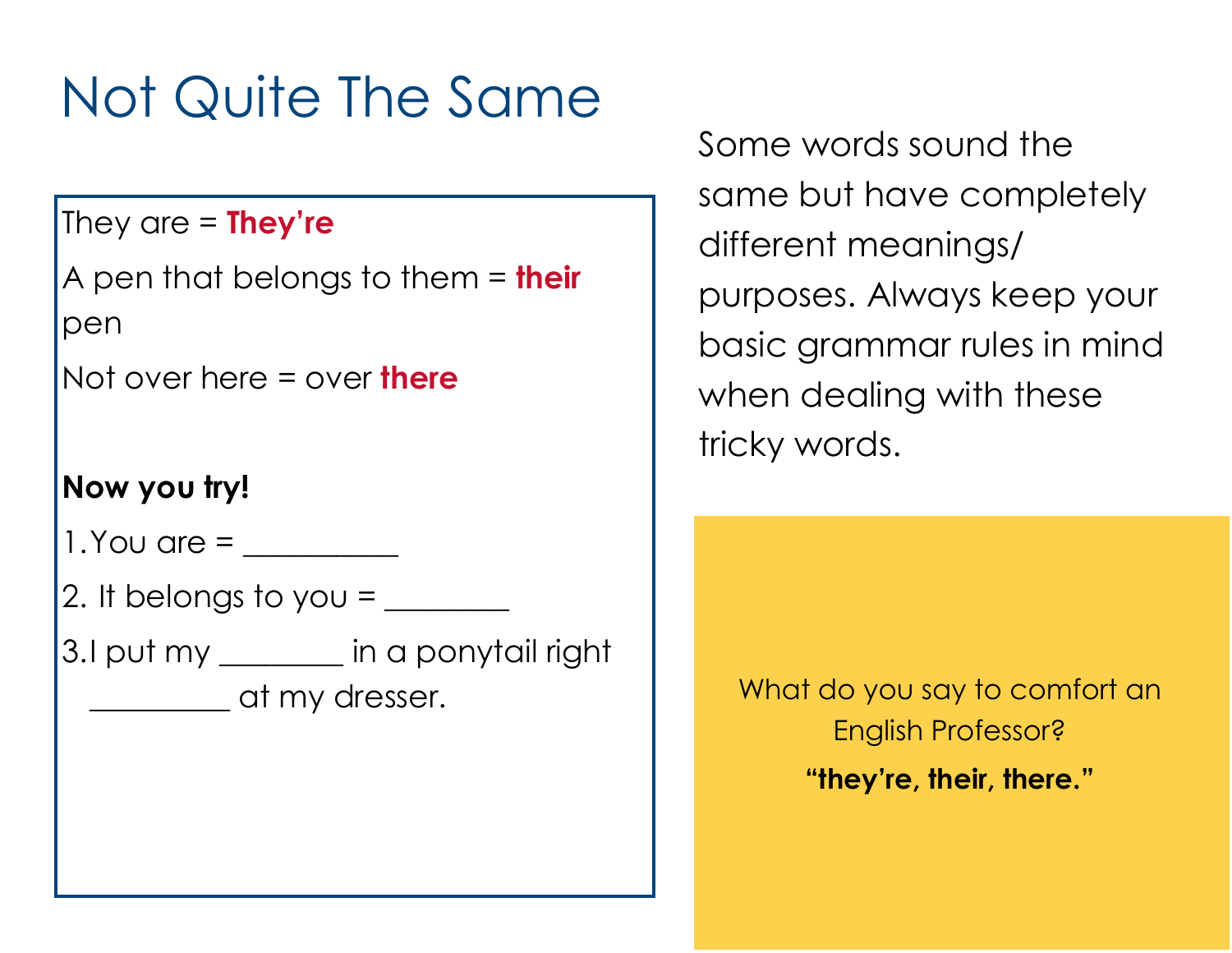# Not Quite The Same

They are = **They're**

A pen that belongs to them = **their** pen

Not over here = over **there**

**Now you try!**

1. You are = __________
2. It belongs to you = ________
3. I put my ________ in a ponytail right _________ at my dresser.

Some words sound the same but have completely different meanings/ purposes. Always keep your basic grammar rules in mind when dealing with these tricky words.

What do you say to comfort an English Professor?

**"they're, their, there."**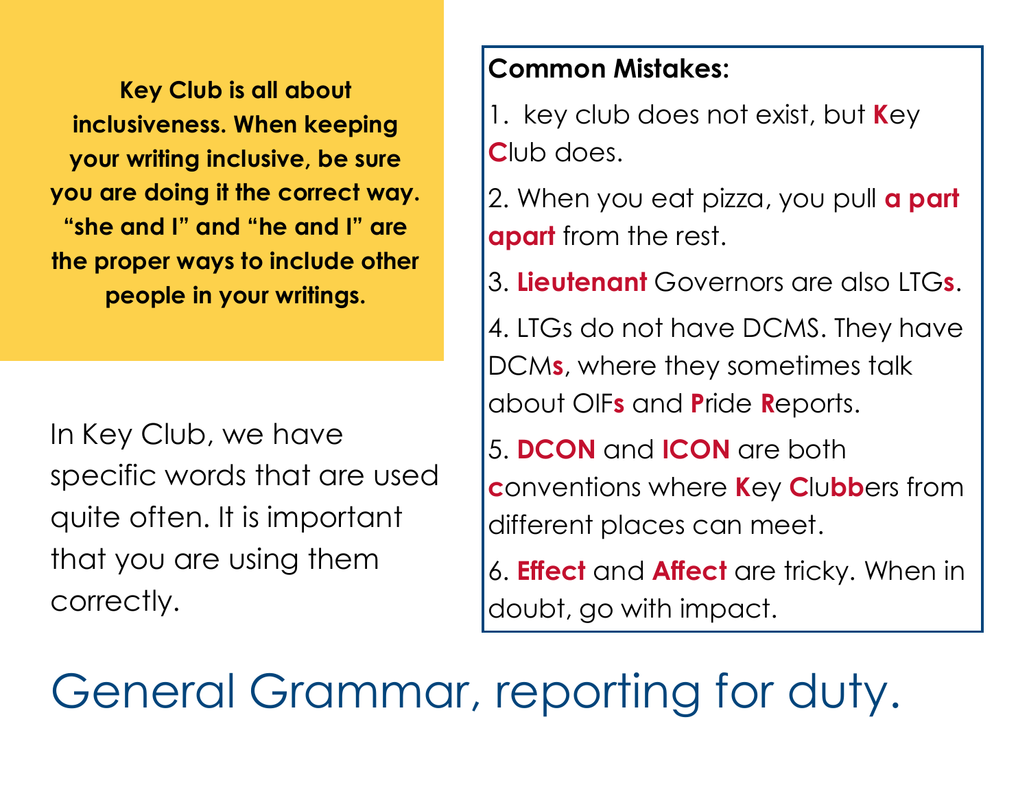**Key Club is all about inclusiveness. When keeping your writing inclusive, be sure you are doing it the correct way. “she and I” and “he and I” are the proper ways to include other people in your writings.**

In Key Club, we have specific words that are used quite often. It is important that you are using them correctly.

**Common Mistakes:**

1. key club does not exist, but **K**ey **C**lub does.

2. When you eat pizza, you pull **a part apart** from the rest.

3. **Lieutenant** Governors are also LTG**s**.

4. LTGs do not have DCMS. They have DCM**s**, where they sometimes talk about OIF**s** and **P**ride **R**eports.

5. **DCON** and **ICON** are both **c**onventions where **K**ey **C**lu**bb**ers from different places can meet.

6. **Effect** and **Affect** are tricky. When in doubt, go with impact.

# General Grammar, reporting for duty.